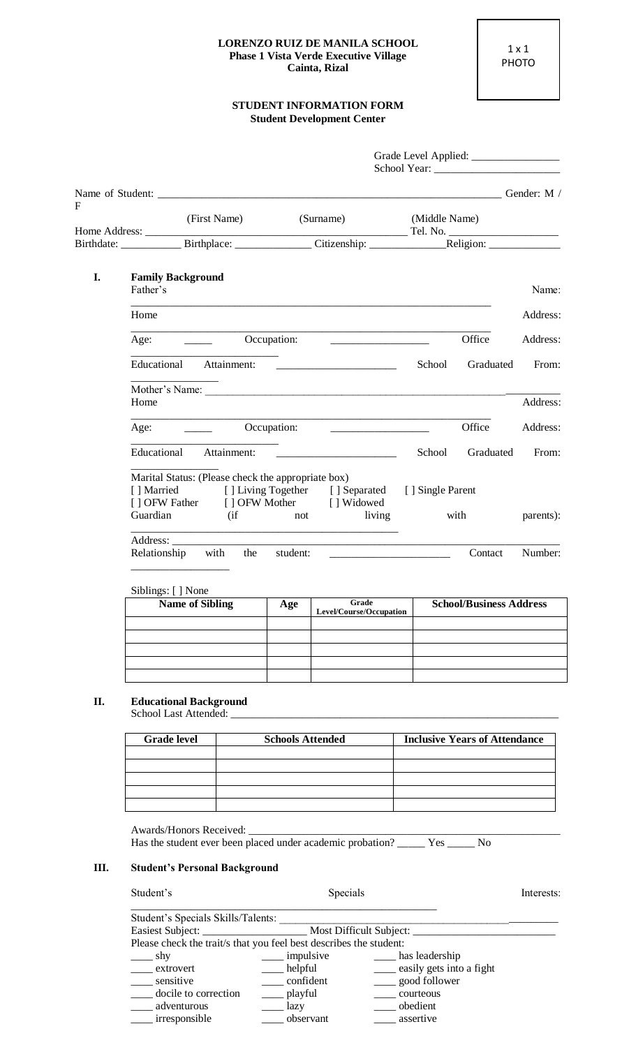**LORENZO RUIZ DE MANILA SCHOOL**
**Phase 1 Vista Verde Executive Village**
**Cainta, Rizal**

1 x 1
PHOTO

**STUDENT INFORMATION FORM**
**Student Development Center**

Grade Level Applied: ________________
School Year: ________________________

Name of Student: _________________________________________________________________ Gender: M / F
(First Name) (Surname) (Middle Name)

Home Address: _______________________________________________ Tel. No. ____________________

Birthdate: ___________ Birthplace: ______________ Citizenship: ______________Religion: _____________

## I. Family Background

Father's Name: ________________________________________________________________

Home Address: ________________________________________________________________

Age: _____ Occupation: _________________ Office Address: _______________________

Educational Attainment: _____________________ School Graduated From: _______________

Mother's Name: ________________________________________________________________

Home Address: ________________________________________________________________

Age: _____ Occupation: _________________ Office Address: _______________________

Educational Attainment: _____________________ School Graduated From: _______________

Marital Status: (Please check the appropriate box)

[ ] Married [ ] Living Together [ ] Separated [ ] Single Parent
[ ] OFW Father [ ] OFW Mother [ ] Widowed

Guardian (if not living with parents): _____________________________________________

Address: _____________________________________________________________________

Relationship with the student: _____________________ Contact Number: _________________

Siblings: [ ] None

| Name of Sibling | Age | Grade Level/Course/Occupation | School/Business Address |
|---|---|---|---|
| | | | |
| | | | |
| | | | |
| | | | |
| | | | |

## II. Educational Background

School Last Attended: _____________________________________________________________

| Grade level | Schools Attended | Inclusive Years of Attendance |
|---|---|---|
| | | |
| | | |
| | | |
| | | |
| | | |

Awards/Honors Received: ___________________________________________________________

Has the student ever been placed under academic probation? _____ Yes _____ No

## III. Student's Personal Background

Student's Specials Interests: ________________________________________________

Student's Specials Skills/Talents: ___________________________________________________

Easiest Subject: __________________ Most Difficult Subject: _________________________

Please check the trait/s that you feel best describes the student:

| | | |
|---|---|---|
| ____ shy | ____ impulsive | ____ has leadership |
| ____ extrovert | ____ helpful | ____ easily gets into a fight |
| ____ sensitive | ____ confident | ____ good follower |
| ____ docile to correction | ____ playful | ____ courteous |
| ____ adventurous | ____ lazy | ____ obedient |
| ____ irresponsible | ____ observant | ____ assertive |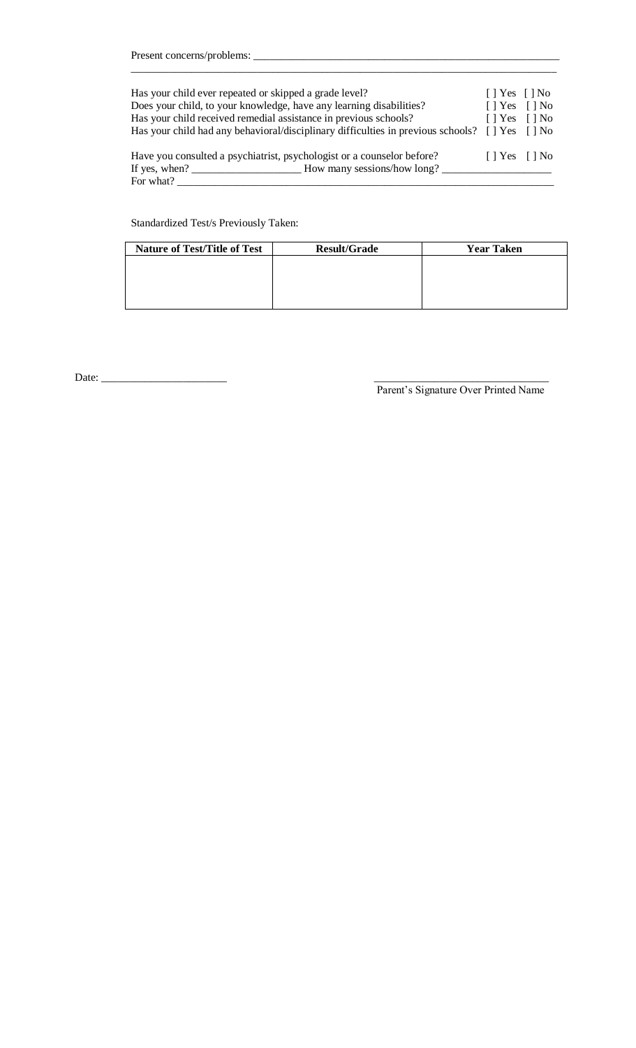Present concerns/problems: ___________________________________________________________

_________________________________________________________________________________

Has your child ever repeated or skipped a grade level? [ ] Yes [ ] No

Does your child, to your knowledge, have any learning disabilities? [ ] Yes [ ] No

Has your child received remedial assistance in previous schools? [ ] Yes [ ] No

Has your child had any behavioral/disciplinary difficulties in previous schools? [ ] Yes [ ] No

Have you consulted a psychiatrist, psychologist or a counselor before? [ ] Yes [ ] No

If yes, when? ____________________ How many sessions/how long? ___________________

For what? _______________________________________________________________________

Standardized Test/s Previously Taken:

| Nature of Test/Title of Test | Result/Grade | Year Taken |
|---|---|---|
| | | |

Date: ______________________

_________________________________
Parent's Signature Over Printed Name